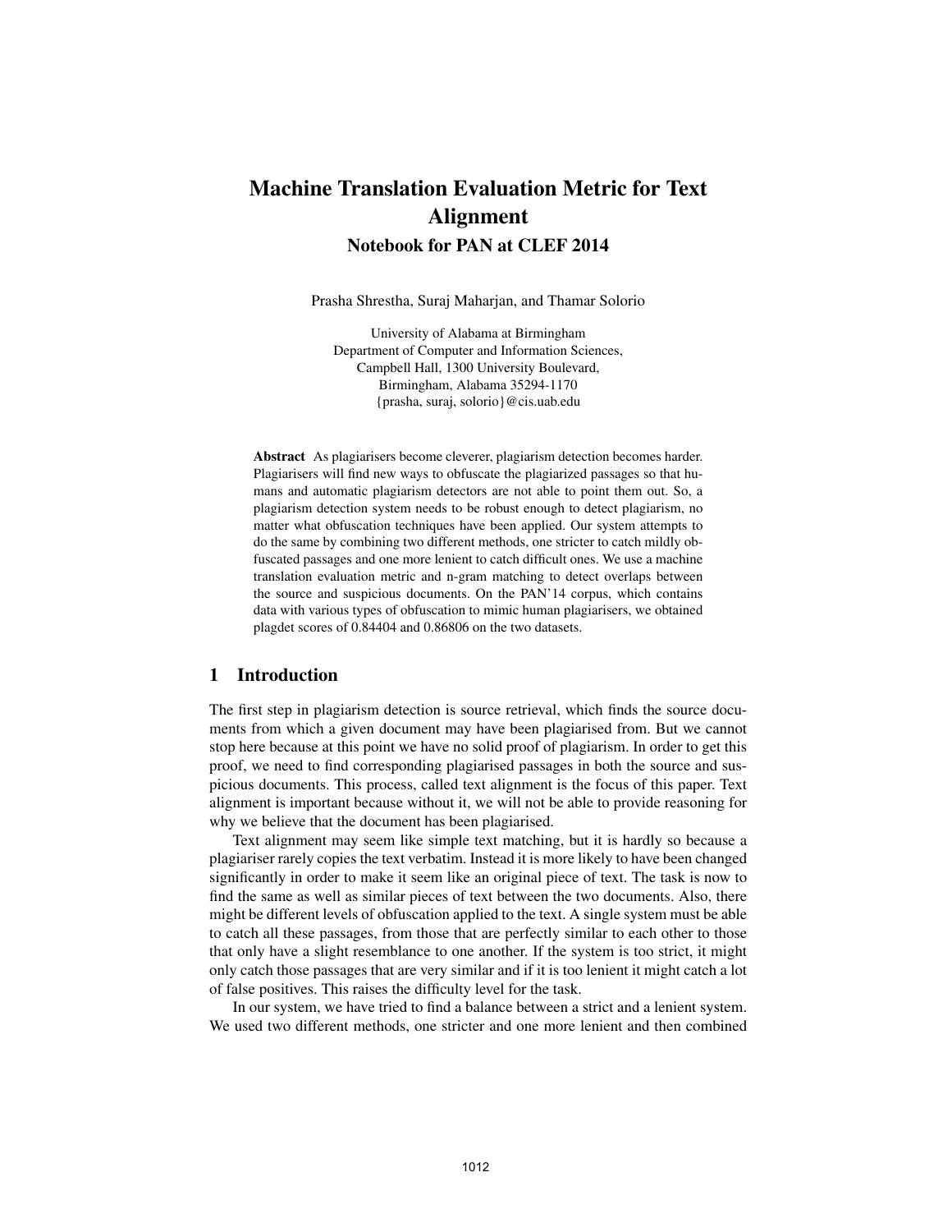# Machine Translation Evaluation Metric for Text Alignment

## Notebook for PAN at CLEF 2014

Prasha Shrestha, Suraj Maharjan, and Thamar Solorio

University of Alabama at Birmingham
Department of Computer and Information Sciences,
Campbell Hall, 1300 University Boulevard,
Birmingham, Alabama 35294-1170
{prasha, suraj, solorio}@cis.uab.edu

**Abstract** As plagiarisers become cleverer, plagiarism detection becomes harder. Plagiarisers will find new ways to obfuscate the plagiarized passages so that humans and automatic plagiarism detectors are not able to point them out. So, a plagiarism detection system needs to be robust enough to detect plagiarism, no matter what obfuscation techniques have been applied. Our system attempts to do the same by combining two different methods, one stricter to catch mildly obfuscated passages and one more lenient to catch difficult ones. We use a machine translation evaluation metric and n-gram matching to detect overlaps between the source and suspicious documents. On the PAN'14 corpus, which contains data with various types of obfuscation to mimic human plagiarisers, we obtained plagdet scores of 0.84404 and 0.86806 on the two datasets.

## 1 Introduction

The first step in plagiarism detection is source retrieval, which finds the source documents from which a given document may have been plagiarised from. But we cannot stop here because at this point we have no solid proof of plagiarism. In order to get this proof, we need to find corresponding plagiarised passages in both the source and suspicious documents. This process, called text alignment is the focus of this paper. Text alignment is important because without it, we will not be able to provide reasoning for why we believe that the document has been plagiarised.

Text alignment may seem like simple text matching, but it is hardly so because a plagiariser rarely copies the text verbatim. Instead it is more likely to have been changed significantly in order to make it seem like an original piece of text. The task is now to find the same as well as similar pieces of text between the two documents. Also, there might be different levels of obfuscation applied to the text. A single system must be able to catch all these passages, from those that are perfectly similar to each other to those that only have a slight resemblance to one another. If the system is too strict, it might only catch those passages that are very similar and if it is too lenient it might catch a lot of false positives. This raises the difficulty level for the task.

In our system, we have tried to find a balance between a strict and a lenient system. We used two different methods, one stricter and one more lenient and then combined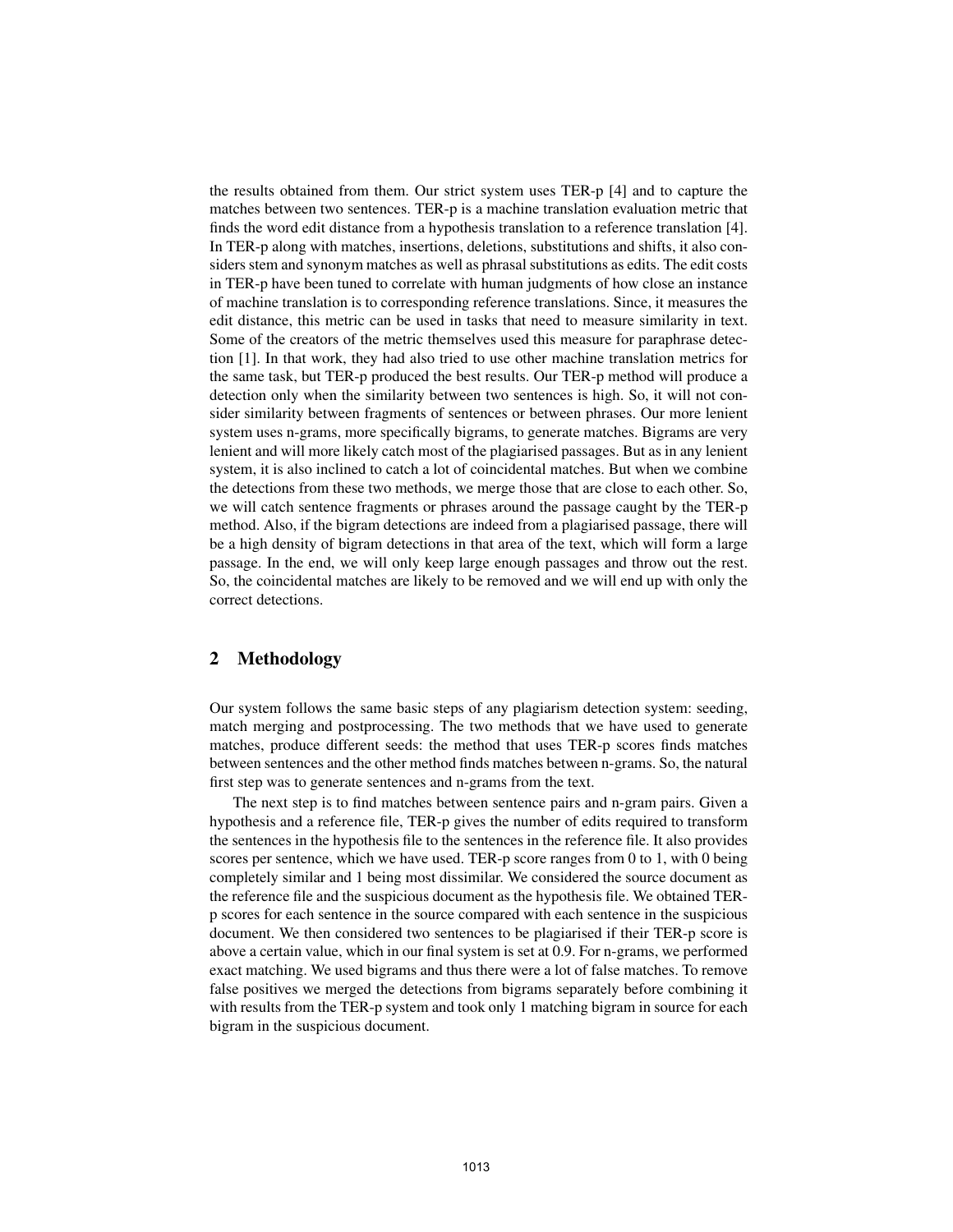the results obtained from them. Our strict system uses TER-p [4] and to capture the matches between two sentences. TER-p is a machine translation evaluation metric that finds the word edit distance from a hypothesis translation to a reference translation [4]. In TER-p along with matches, insertions, deletions, substitutions and shifts, it also considers stem and synonym matches as well as phrasal substitutions as edits. The edit costs in TER-p have been tuned to correlate with human judgments of how close an instance of machine translation is to corresponding reference translations. Since, it measures the edit distance, this metric can be used in tasks that need to measure similarity in text. Some of the creators of the metric themselves used this measure for paraphrase detection [1]. In that work, they had also tried to use other machine translation metrics for the same task, but TER-p produced the best results. Our TER-p method will produce a detection only when the similarity between two sentences is high. So, it will not consider similarity between fragments of sentences or between phrases. Our more lenient system uses n-grams, more specifically bigrams, to generate matches. Bigrams are very lenient and will more likely catch most of the plagiarised passages. But as in any lenient system, it is also inclined to catch a lot of coincidental matches. But when we combine the detections from these two methods, we merge those that are close to each other. So, we will catch sentence fragments or phrases around the passage caught by the TER-p method. Also, if the bigram detections are indeed from a plagiarised passage, there will be a high density of bigram detections in that area of the text, which will form a large passage. In the end, we will only keep large enough passages and throw out the rest. So, the coincidental matches are likely to be removed and we will end up with only the correct detections.

## 2 Methodology

Our system follows the same basic steps of any plagiarism detection system: seeding, match merging and postprocessing. The two methods that we have used to generate matches, produce different seeds: the method that uses TER-p scores finds matches between sentences and the other method finds matches between n-grams. So, the natural first step was to generate sentences and n-grams from the text.

The next step is to find matches between sentence pairs and n-gram pairs. Given a hypothesis and a reference file, TER-p gives the number of edits required to transform the sentences in the hypothesis file to the sentences in the reference file. It also provides scores per sentence, which we have used. TER-p score ranges from 0 to 1, with 0 being completely similar and 1 being most dissimilar. We considered the source document as the reference file and the suspicious document as the hypothesis file. We obtained TER-p scores for each sentence in the source compared with each sentence in the suspicious document. We then considered two sentences to be plagiarised if their TER-p score is above a certain value, which in our final system is set at 0.9. For n-grams, we performed exact matching. We used bigrams and thus there were a lot of false matches. To remove false positives we merged the detections from bigrams separately before combining it with results from the TER-p system and took only 1 matching bigram in source for each bigram in the suspicious document.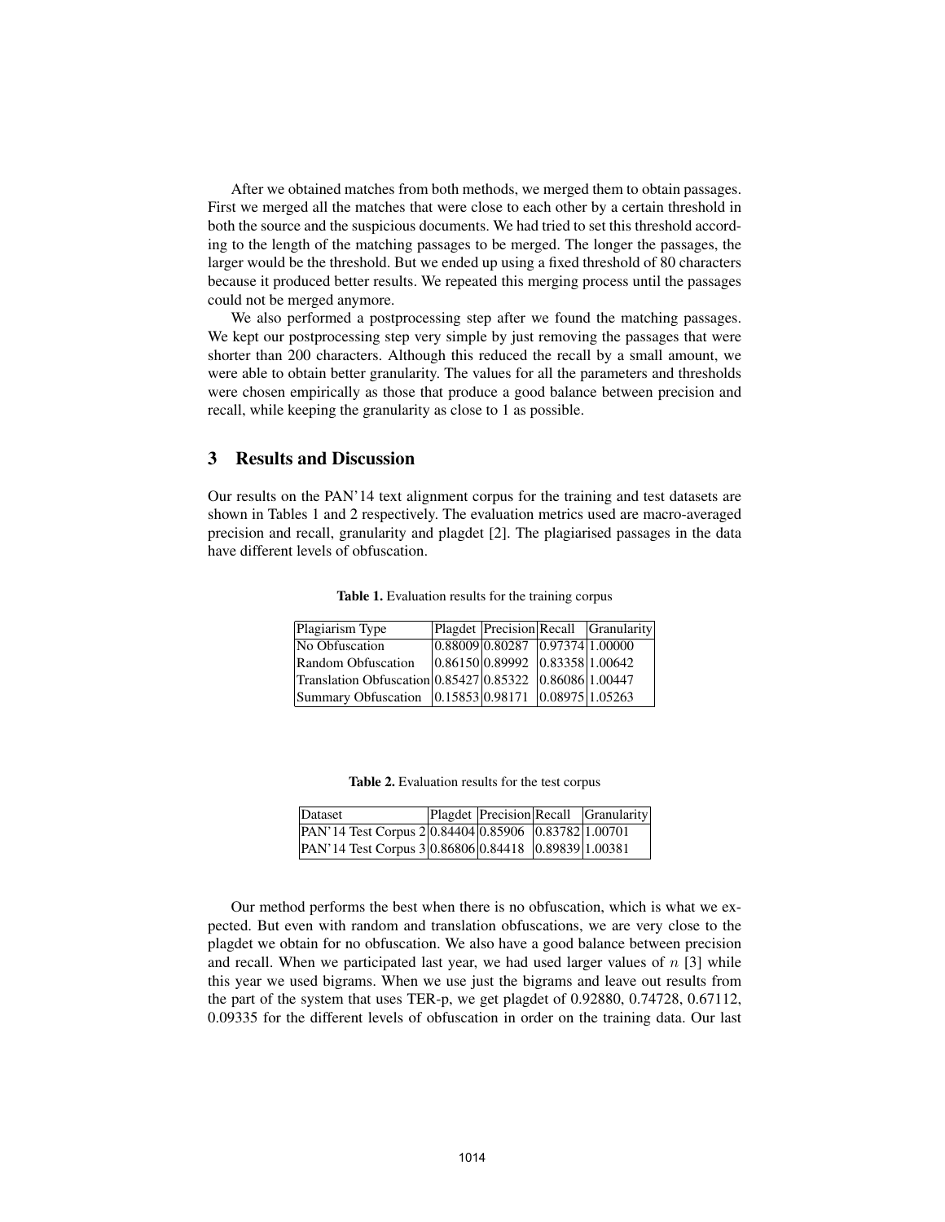After we obtained matches from both methods, we merged them to obtain passages. First we merged all the matches that were close to each other by a certain threshold in both the source and the suspicious documents. We had tried to set this threshold according to the length of the matching passages to be merged. The longer the passages, the larger would be the threshold. But we ended up using a fixed threshold of 80 characters because it produced better results. We repeated this merging process until the passages could not be merged anymore.

We also performed a postprocessing step after we found the matching passages. We kept our postprocessing step very simple by just removing the passages that were shorter than 200 characters. Although this reduced the recall by a small amount, we were able to obtain better granularity. The values for all the parameters and thresholds were chosen empirically as those that produce a good balance between precision and recall, while keeping the granularity as close to 1 as possible.

## 3 Results and Discussion

Our results on the PAN'14 text alignment corpus for the training and test datasets are shown in Tables 1 and 2 respectively. The evaluation metrics used are macro-averaged precision and recall, granularity and plagdet [2]. The plagiarised passages in the data have different levels of obfuscation.

**Table 1.** Evaluation results for the training corpus

| Plagiarism Type | Plagdet | Precision | Recall | Granularity |
|---|---|---|---|---|
| No Obfuscation | 0.88009 | 0.80287 | 0.97374 | 1.00000 |
| Random Obfuscation | 0.86150 | 0.89992 | 0.83358 | 1.00642 |
| Translation Obfuscation | 0.85427 | 0.85322 | 0.86086 | 1.00447 |
| Summary Obfuscation | 0.15853 | 0.98171 | 0.08975 | 1.05263 |

**Table 2.** Evaluation results for the test corpus

| Dataset | Plagdet | Precision | Recall | Granularity |
|---|---|---|---|---|
| PAN'14 Test Corpus 2 | 0.84404 | 0.85906 | 0.83782 | 1.00701 |
| PAN'14 Test Corpus 3 | 0.86806 | 0.84418 | 0.89839 | 1.00381 |

Our method performs the best when there is no obfuscation, which is what we expected. But even with random and translation obfuscations, we are very close to the plagdet we obtain for no obfuscation. We also have a good balance between precision and recall. When we participated last year, we had used larger values of $n$ [3] while this year we used bigrams. When we use just the bigrams and leave out results from the part of the system that uses TER-p, we get plagdet of 0.92880, 0.74728, 0.67112, 0.09335 for the different levels of obfuscation in order on the training data. Our last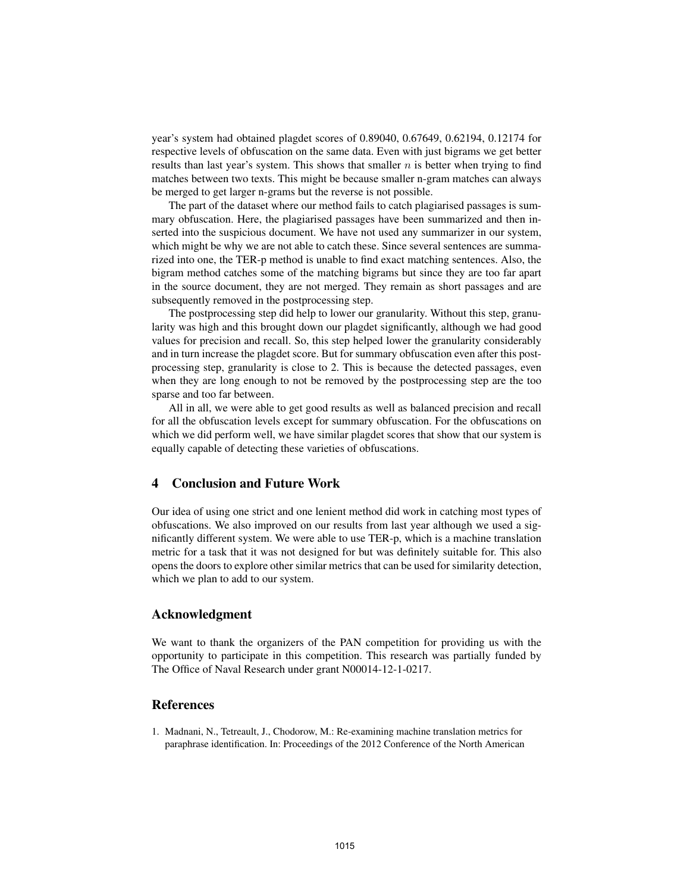year's system had obtained plagdet scores of 0.89040, 0.67649, 0.62194, 0.12174 for respective levels of obfuscation on the same data. Even with just bigrams we get better results than last year's system. This shows that smaller $n$ is better when trying to find matches between two texts. This might be because smaller n-gram matches can always be merged to get larger n-grams but the reverse is not possible.

The part of the dataset where our method fails to catch plagiarised passages is summary obfuscation. Here, the plagiarised passages have been summarized and then inserted into the suspicious document. We have not used any summarizer in our system, which might be why we are not able to catch these. Since several sentences are summarized into one, the TER-p method is unable to find exact matching sentences. Also, the bigram method catches some of the matching bigrams but since they are too far apart in the source document, they are not merged. They remain as short passages and are subsequently removed in the postprocessing step.

The postprocessing step did help to lower our granularity. Without this step, granularity was high and this brought down our plagdet significantly, although we had good values for precision and recall. So, this step helped lower the granularity considerably and in turn increase the plagdet score. But for summary obfuscation even after this postprocessing step, granularity is close to 2. This is because the detected passages, even when they are long enough to not be removed by the postprocessing step are the too sparse and too far between.

All in all, we were able to get good results as well as balanced precision and recall for all the obfuscation levels except for summary obfuscation. For the obfuscations on which we did perform well, we have similar plagdet scores that show that our system is equally capable of detecting these varieties of obfuscations.

## 4 Conclusion and Future Work

Our idea of using one strict and one lenient method did work in catching most types of obfuscations. We also improved on our results from last year although we used a significantly different system. We were able to use TER-p, which is a machine translation metric for a task that it was not designed for but was definitely suitable for. This also opens the doors to explore other similar metrics that can be used for similarity detection, which we plan to add to our system.

## Acknowledgment

We want to thank the organizers of the PAN competition for providing us with the opportunity to participate in this competition. This research was partially funded by The Office of Naval Research under grant N00014-12-1-0217.

## References

1. Madnani, N., Tetreault, J., Chodorow, M.: Re-examining machine translation metrics for paraphrase identification. In: Proceedings of the 2012 Conference of the North American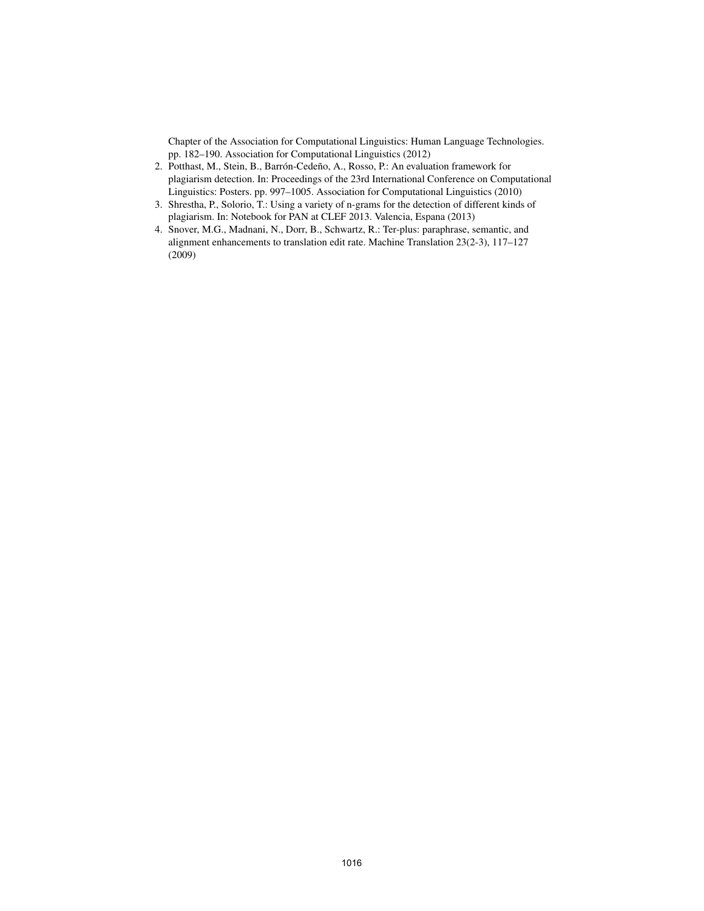Chapter of the Association for Computational Linguistics: Human Language Technologies. pp. 182–190. Association for Computational Linguistics (2012)

2. Potthast, M., Stein, B., Barrón-Cedeño, A., Rosso, P.: An evaluation framework for plagiarism detection. In: Proceedings of the 23rd International Conference on Computational Linguistics: Posters. pp. 997–1005. Association for Computational Linguistics (2010)
3. Shrestha, P., Solorio, T.: Using a variety of n-grams for the detection of different kinds of plagiarism. In: Notebook for PAN at CLEF 2013. Valencia, Espana (2013)
4. Snover, M.G., Madnani, N., Dorr, B., Schwartz, R.: Ter-plus: paraphrase, semantic, and alignment enhancements to translation edit rate. Machine Translation 23(2-3), 117–127 (2009)